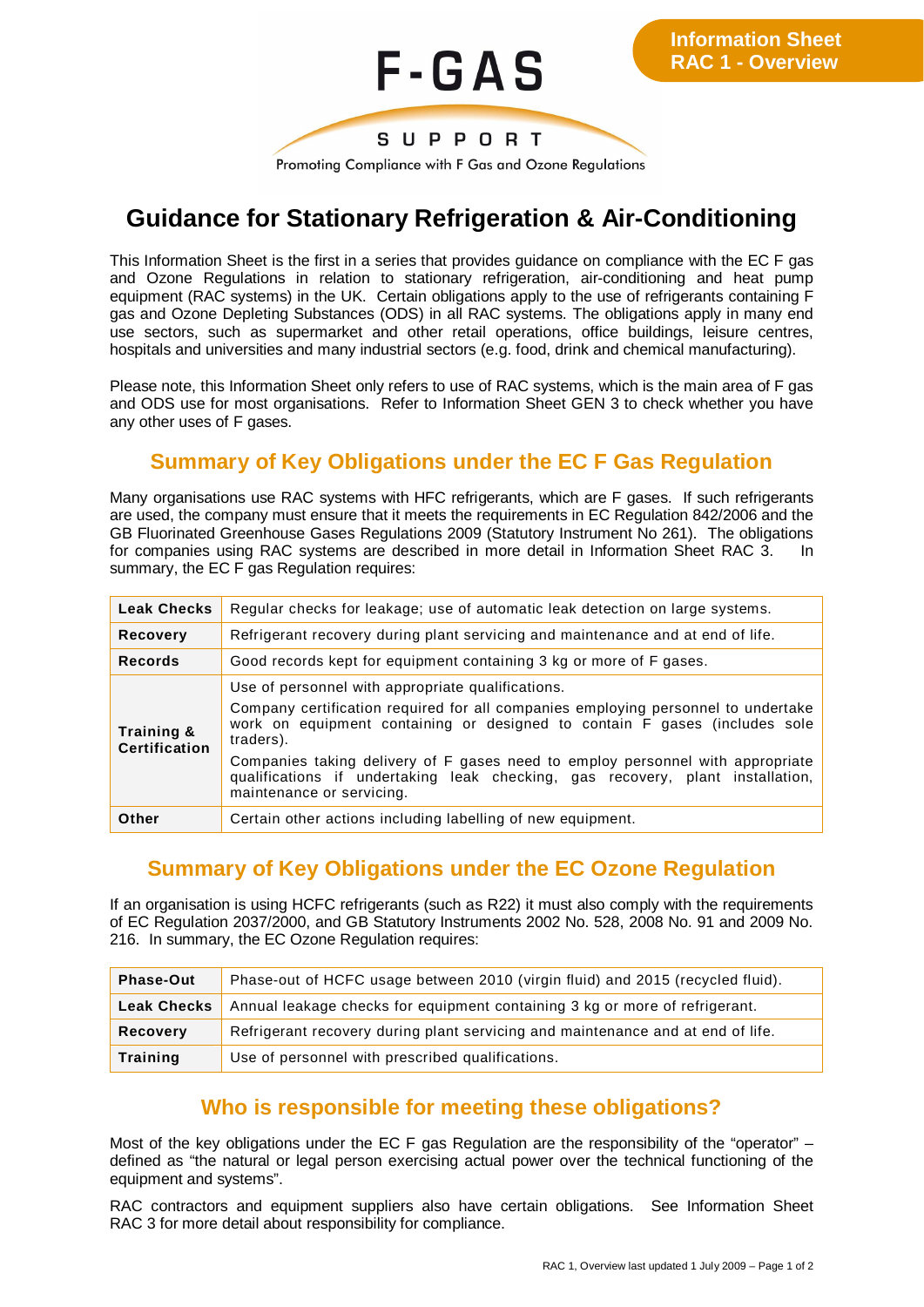F-GAS SUPPORT

Promoting Compliance with F Gas and Ozone Regulations

**Information Sheet RAC 1 - Overview**

# Guidance for Stationary Refrigeration & Air-Conditioning

This Information Sheet is the first in a series that provides guidance on compliance with the EC F gas and Ozone Regulations in relation to stationary refrigeration, air-conditioning and heat pump equipment (RAC systems) in the UK. Certain obligations apply to the use of refrigerants containing F gas and Ozone Depleting Substances (ODS) in all RAC systems. The obligations apply in many end use sectors, such as supermarket and other retail operations, office buildings, leisure centres, hospitals and universities and many industrial sectors (e.g. food, drink and chemical manufacturing).

Please note, this Information Sheet only refers to use of RAC systems, which is the main area of F gas and ODS use for most organisations. Refer to Information Sheet GEN 3 to check whether you have any other uses of F gases.

## Summary of Key Obligations under the EC F Gas Regulation

Many organisations use RAC systems with HFC refrigerants, which are F gases. If such refrigerants are used, the company must ensure that it meets the requirements in EC Regulation 842/2006 and the GB Fluorinated Greenhouse Gases Regulations 2009 (Statutory Instrument No 261). The obligations for companies using RAC systems are described in more detail in Information Sheet RAC 3. In summary, the EC F gas Regulation requires:

| | |
|---|---|
| **Leak Checks** | Regular checks for leakage; use of automatic leak detection on large systems. |
| **Recovery** | Refrigerant recovery during plant servicing and maintenance and at end of life. |
| **Records** | Good records kept for equipment containing 3 kg or more of F gases. |
| **Training & Certification** | Use of personnel with appropriate qualifications.<br>Company certification required for all companies employing personnel to undertake work on equipment containing or designed to contain F gases (includes sole traders).<br>Companies taking delivery of F gases need to employ personnel with appropriate qualifications if undertaking leak checking, gas recovery, plant installation, maintenance or servicing. |
| **Other** | Certain other actions including labelling of new equipment. |

## Summary of Key Obligations under the EC Ozone Regulation

If an organisation is using HCFC refrigerants (such as R22) it must also comply with the requirements of EC Regulation 2037/2000, and GB Statutory Instruments 2002 No. 528, 2008 No. 91 and 2009 No. 216. In summary, the EC Ozone Regulation requires:

| | |
|---|---|
| **Phase-Out** | Phase-out of HCFC usage between 2010 (virgin fluid) and 2015 (recycled fluid). |
| **Leak Checks** | Annual leakage checks for equipment containing 3 kg or more of refrigerant. |
| **Recovery** | Refrigerant recovery during plant servicing and maintenance and at end of life. |
| **Training** | Use of personnel with prescribed qualifications. |

## Who is responsible for meeting these obligations?

Most of the key obligations under the EC F gas Regulation are the responsibility of the "operator" – defined as "the natural or legal person exercising actual power over the technical functioning of the equipment and systems".

RAC contractors and equipment suppliers also have certain obligations. See Information Sheet RAC 3 for more detail about responsibility for compliance.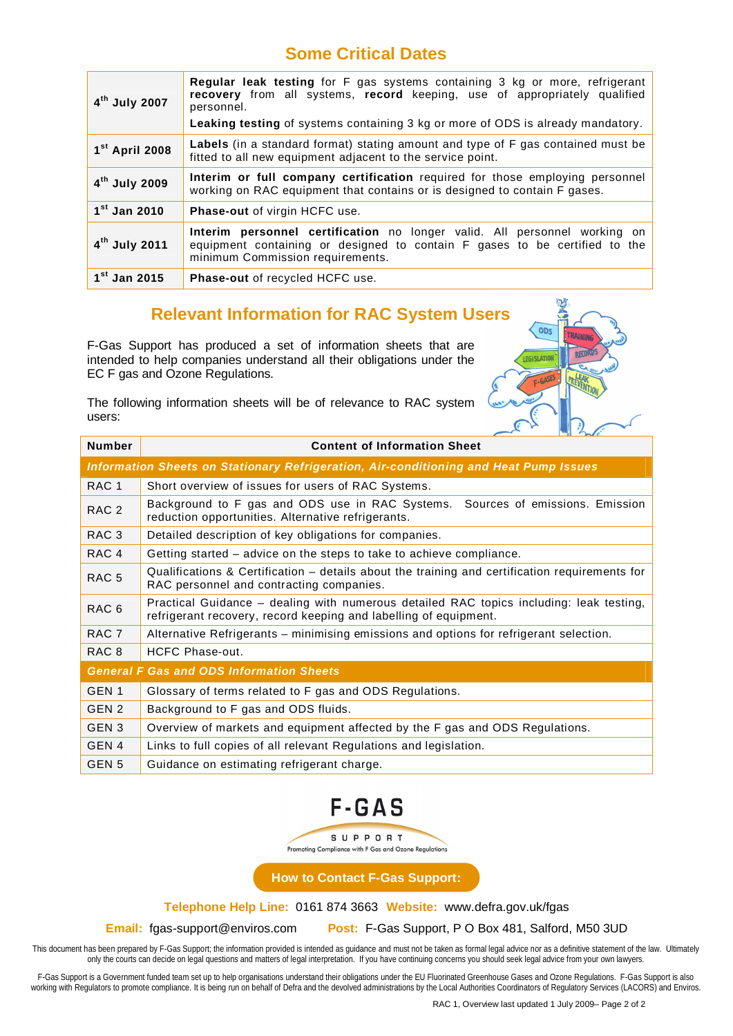## Some Critical Dates

| | |
|---|---|
| **4th July 2007** | **Regular leak testing** for F gas systems containing 3 kg or more, refrigerant **recovery** from all systems, **record** keeping, use of appropriately qualified personnel.<br>**Leaking testing** of systems containing 3 kg or more of ODS is already mandatory. |
| **1st April 2008** | **Labels** (in a standard format) stating amount and type of F gas contained must be fitted to all new equipment adjacent to the service point. |
| **4th July 2009** | **Interim or full company certification** required for those employing personnel working on RAC equipment that contains or is designed to contain F gases. |
| **1st Jan 2010** | **Phase-out** of virgin HCFC use. |
| **4th July 2011** | **Interim personnel certification** no longer valid. All personnel working on equipment containing or designed to contain F gases to be certified to the minimum Commission requirements. |
| **1st Jan 2015** | **Phase-out** of recycled HCFC use. |

## Relevant Information for RAC System Users

F-Gas Support has produced a set of information sheets that are intended to help companies understand all their obligations under the EC F gas and Ozone Regulations.

The following information sheets will be of relevance to RAC system users:

| Number | Content of Information Sheet |
|---|---|
| ***Information Sheets on Stationary Refrigeration, Air-conditioning and Heat Pump Issues*** | |
| RAC 1 | Short overview of issues for users of RAC Systems. |
| RAC 2 | Background to F gas and ODS use in RAC Systems. Sources of emissions. Emission reduction opportunities. Alternative refrigerants. |
| RAC 3 | Detailed description of key obligations for companies. |
| RAC 4 | Getting started – advice on the steps to take to achieve compliance. |
| RAC 5 | Qualifications & Certification – details about the training and certification requirements for RAC personnel and contracting companies. |
| RAC 6 | Practical Guidance – dealing with numerous detailed RAC topics including: leak testing, refrigerant recovery, record keeping and labelling of equipment. |
| RAC 7 | Alternative Refrigerants – minimising emissions and options for refrigerant selection. |
| RAC 8 | HCFC Phase-out. |
| ***General F Gas and ODS Information Sheets*** | |
| GEN 1 | Glossary of terms related to F gas and ODS Regulations. |
| GEN 2 | Background to F gas and ODS fluids. |
| GEN 3 | Overview of markets and equipment affected by the F gas and ODS Regulations. |
| GEN 4 | Links to full copies of all relevant Regulations and legislation. |
| GEN 5 | Guidance on estimating refrigerant charge. |

**F-GAS SUPPORT**

Promoting Compliance with F Gas and Ozone Regulations

**How to Contact F-Gas Support:**

**Telephone Help Line:** 0161 874 3663 **Website:** www.defra.gov.uk/fgas

**Email:** fgas-support@enviros.com **Post:** F-Gas Support, P O Box 481, Salford, M50 3UD

This document has been prepared by F-Gas Support; the information provided is intended as guidance and must not be taken as formal legal advice nor as a definitive statement of the law. Ultimately only the courts can decide on legal questions and matters of legal interpretation. If you have continuing concerns you should seek legal advice from your own lawyers.

F-Gas Support is a Government funded team set up to help organisations understand their obligations under the EU Fluorinated Greenhouse Gases and Ozone Regulations. F-Gas Support is also working with Regulators to promote compliance. It is being run on behalf of Defra and the devolved administrations by the Local Authorities Coordinators of Regulatory Services (LACORS) and Enviros.

RAC 1, Overview last updated 1 July 2009